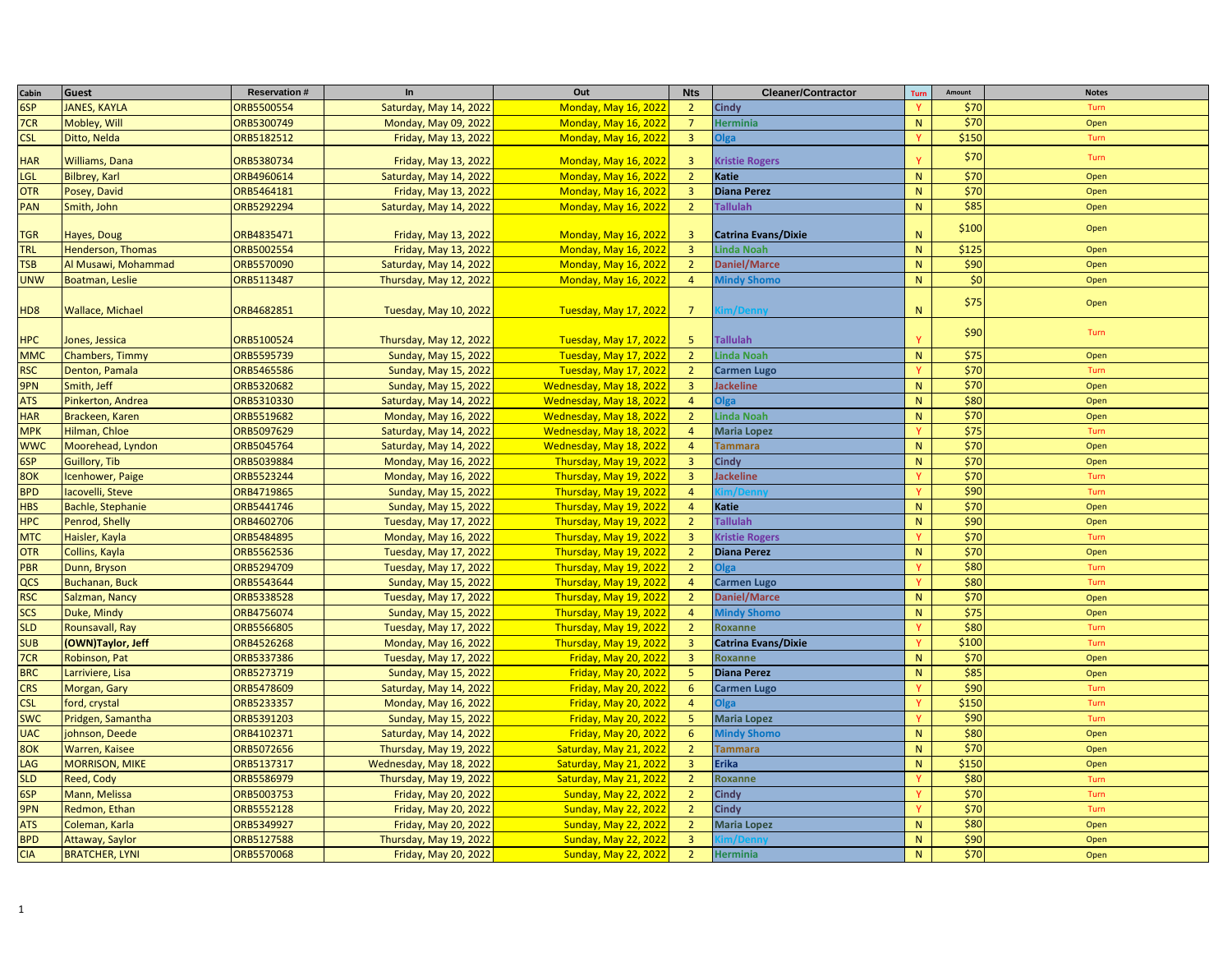| Cabin | Guest | Reservation # | In | Out | Nts | Cleaner/Contractor | Turn | Amount | Notes |
|---|---|---|---|---|---|---|---|---|---|
| 6SP | JANES, KAYLA | ORB5500554 | Saturday, May 14, 2022 | Monday, May 16, 2022 | 2 | Cindy | Y | $70 | Turn |
| 7CR | Mobley, Will | ORB5300749 | Monday, May 09, 2022 | Monday, May 16, 2022 | 7 | Herminia | N | $70 | Open |
| CSL | Ditto, Nelda | ORB5182512 | Friday, May 13, 2022 | Monday, May 16, 2022 | 3 | Olga | Y | $150 | Turn |
| HAR | Williams, Dana | ORB5380734 | Friday, May 13, 2022 | Monday, May 16, 2022 | 3 | Kristie Rogers | Y | $70 | Turn |
| LGL | Bilbrey, Karl | ORB4960614 | Saturday, May 14, 2022 | Monday, May 16, 2022 | 2 | Katie | N | $70 | Open |
| OTR | Posey, David | ORB5464181 | Friday, May 13, 2022 | Monday, May 16, 2022 | 3 | Diana Perez | N | $70 | Open |
| PAN | Smith, John | ORB5292294 | Saturday, May 14, 2022 | Monday, May 16, 2022 | 2 | Tallulah | N | $85 | Open |
| TGR | Hayes, Doug | ORB4835471 | Friday, May 13, 2022 | Monday, May 16, 2022 | 3 | Catrina Evans/Dixie | N | $100 | Open |
| TRL | Henderson, Thomas | ORB5002554 | Friday, May 13, 2022 | Monday, May 16, 2022 | 3 | Linda Noah | N | $125 | Open |
| TSB | Al Musawi, Mohammad | ORB5570090 | Saturday, May 14, 2022 | Monday, May 16, 2022 | 2 | Daniel/Marce | N | $90 | Open |
| UNW | Boatman, Leslie | ORB5113487 | Thursday, May 12, 2022 | Monday, May 16, 2022 | 4 | Mindy Shomo | N | $0 | Open |
| HD8 | Wallace, Michael | ORB4682851 | Tuesday, May 10, 2022 | Tuesday, May 17, 2022 | 7 | Kim/Denny | N | $75 | Open |
| HPC | Jones, Jessica | ORB5100524 | Thursday, May 12, 2022 | Tuesday, May 17, 2022 | 5 | Tallulah | Y | $90 | Turn |
| MMC | Chambers, Timmy | ORB5595739 | Sunday, May 15, 2022 | Tuesday, May 17, 2022 | 2 | Linda Noah | N | $75 | Open |
| RSC | Denton, Pamala | ORB5465586 | Sunday, May 15, 2022 | Tuesday, May 17, 2022 | 2 | Carmen Lugo | Y | $70 | Turn |
| 9PN | Smith, Jeff | ORB5320682 | Sunday, May 15, 2022 | Wednesday, May 18, 2022 | 3 | Jackeline | N | $70 | Open |
| ATS | Pinkerton, Andrea | ORB5310330 | Saturday, May 14, 2022 | Wednesday, May 18, 2022 | 4 | Olga | N | $80 | Open |
| HAR | Brackeen, Karen | ORB5519682 | Monday, May 16, 2022 | Wednesday, May 18, 2022 | 2 | Linda Noah | N | $70 | Open |
| MPK | Hilman, Chloe | ORB5097629 | Saturday, May 14, 2022 | Wednesday, May 18, 2022 | 4 | Maria Lopez | Y | $75 | Turn |
| WWC | Moorehead, Lyndon | ORB5045764 | Saturday, May 14, 2022 | Wednesday, May 18, 2022 | 4 | Tammara | N | $70 | Open |
| 6SP | Guillory, Tib | ORB5039884 | Monday, May 16, 2022 | Thursday, May 19, 2022 | 3 | Cindy | N | $70 | Open |
| 8OK | Icenhower, Paige | ORB5523244 | Monday, May 16, 2022 | Thursday, May 19, 2022 | 3 | Jackeline | Y | $70 | Turn |
| BPD | Iacovelli, Steve | ORB4719865 | Sunday, May 15, 2022 | Thursday, May 19, 2022 | 4 | Kim/Denny | Y | $90 | Turn |
| HBS | Bachle, Stephanie | ORB5441746 | Sunday, May 15, 2022 | Thursday, May 19, 2022 | 4 | Katie | N | $70 | Open |
| HPC | Penrod, Shelly | ORB4602706 | Tuesday, May 17, 2022 | Thursday, May 19, 2022 | 2 | Tallulah | N | $90 | Open |
| MTC | Haisler, Kayla | ORB5484895 | Monday, May 16, 2022 | Thursday, May 19, 2022 | 3 | Kristie Rogers | Y | $70 | Turn |
| OTR | Collins, Kayla | ORB5562536 | Tuesday, May 17, 2022 | Thursday, May 19, 2022 | 2 | Diana Perez | N | $70 | Open |
| PBR | Dunn, Bryson | ORB5294709 | Tuesday, May 17, 2022 | Thursday, May 19, 2022 | 2 | Olga | Y | $80 | Turn |
| QCS | Buchanan, Buck | ORB5543644 | Sunday, May 15, 2022 | Thursday, May 19, 2022 | 4 | Carmen Lugo | Y | $80 | Turn |
| RSC | Salzman, Nancy | ORB5338528 | Tuesday, May 17, 2022 | Thursday, May 19, 2022 | 2 | Daniel/Marce | N | $70 | Open |
| SCS | Duke, Mindy | ORB4756074 | Sunday, May 15, 2022 | Thursday, May 19, 2022 | 4 | Mindy Shomo | N | $75 | Open |
| SLD | Rounsavall, Ray | ORB5566805 | Tuesday, May 17, 2022 | Thursday, May 19, 2022 | 2 | Roxanne | Y | $80 | Turn |
| SUB | (OWN)Taylor, Jeff | ORB4526268 | Monday, May 16, 2022 | Thursday, May 19, 2022 | 3 | Catrina Evans/Dixie | Y | $100 | Turn |
| 7CR | Robinson, Pat | ORB5337386 | Tuesday, May 17, 2022 | Friday, May 20, 2022 | 3 | Roxanne | N | $70 | Open |
| BRC | Larriviere, Lisa | ORB5273719 | Sunday, May 15, 2022 | Friday, May 20, 2022 | 5 | Diana Perez | N | $85 | Open |
| CRS | Morgan, Gary | ORB5478609 | Saturday, May 14, 2022 | Friday, May 20, 2022 | 6 | Carmen Lugo | Y | $90 | Turn |
| CSL | ford, crystal | ORB5233357 | Monday, May 16, 2022 | Friday, May 20, 2022 | 4 | Olga | Y | $150 | Turn |
| SWC | Pridgen, Samantha | ORB5391203 | Sunday, May 15, 2022 | Friday, May 20, 2022 | 5 | Maria Lopez | Y | $90 | Turn |
| UAC | johnson, Deede | ORB4102371 | Saturday, May 14, 2022 | Friday, May 20, 2022 | 6 | Mindy Shomo | N | $80 | Open |
| 8OK | Warren, Kaisee | ORB5072656 | Thursday, May 19, 2022 | Saturday, May 21, 2022 | 2 | Tammara | N | $70 | Open |
| LAG | MORRISON, MIKE | ORB5137317 | Wednesday, May 18, 2022 | Saturday, May 21, 2022 | 3 | Erika | N | $150 | Open |
| SLD | Reed, Cody | ORB5586979 | Thursday, May 19, 2022 | Saturday, May 21, 2022 | 2 | Roxanne | Y | $80 | Turn |
| 6SP | Mann, Melissa | ORB5003753 | Friday, May 20, 2022 | Sunday, May 22, 2022 | 2 | Cindy | Y | $70 | Turn |
| 9PN | Redmon, Ethan | ORB5552128 | Friday, May 20, 2022 | Sunday, May 22, 2022 | 2 | Cindy | Y | $70 | Turn |
| ATS | Coleman, Karla | ORB5349927 | Friday, May 20, 2022 | Sunday, May 22, 2022 | 2 | Maria Lopez | N | $80 | Open |
| BPD | Attaway, Saylor | ORB5127588 | Thursday, May 19, 2022 | Sunday, May 22, 2022 | 3 | Kim/Denny | N | $90 | Open |
| CIA | BRATCHER, LYNI | ORB5570068 | Friday, May 20, 2022 | Sunday, May 22, 2022 | 2 | Herminia | N | $70 | Open |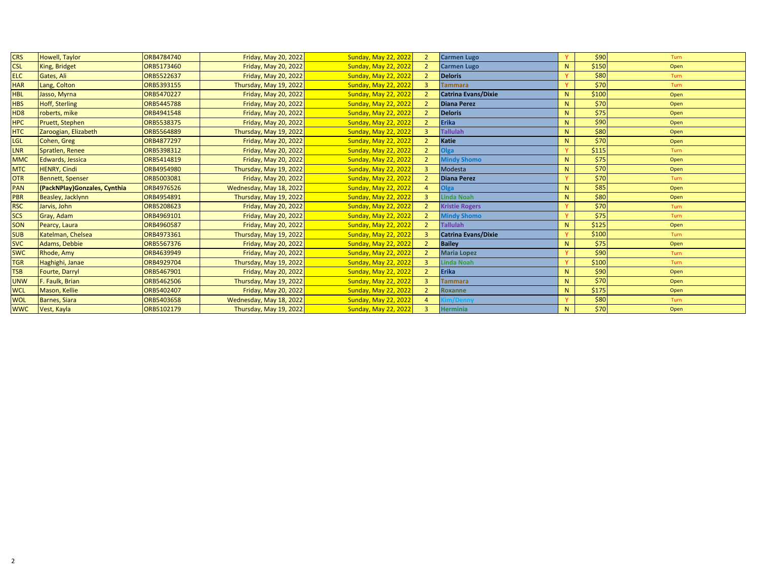| | | | | | | | | | |
|---|---|---|---|---|---|---|---|---|---|
| CRS | Howell, Taylor | ORB4784740 | Friday, May 20, 2022 | Sunday, May 22, 2022 | 2 | Carmen Lugo | Y | $90 | Turn |
| CSL | King, Bridget | ORB5173460 | Friday, May 20, 2022 | Sunday, May 22, 2022 | 2 | Carmen Lugo | N | $150 | Open |
| ELC | Gates, Ali | ORB5522637 | Friday, May 20, 2022 | Sunday, May 22, 2022 | 2 | Deloris | Y | $80 | Turn |
| HAR | Lang, Colton | ORB5393155 | Thursday, May 19, 2022 | Sunday, May 22, 2022 | 3 | Tammara | Y | $70 | Turn |
| HBL | Jasso, Myrna | ORB5470227 | Friday, May 20, 2022 | Sunday, May 22, 2022 | 2 | Catrina Evans/Dixie | N | $100 | Open |
| HBS | Hoff, Sterling | ORB5445788 | Friday, May 20, 2022 | Sunday, May 22, 2022 | 2 | Diana Perez | N | $70 | Open |
| HD8 | roberts, mike | ORB4941548 | Friday, May 20, 2022 | Sunday, May 22, 2022 | 2 | Deloris | N | $75 | Open |
| HPC | Pruett, Stephen | ORB5538375 | Friday, May 20, 2022 | Sunday, May 22, 2022 | 2 | Erika | N | $90 | Open |
| HTC | Zaroogian, Elizabeth | ORB5564889 | Thursday, May 19, 2022 | Sunday, May 22, 2022 | 3 | Tallulah | N | $80 | Open |
| LGL | Cohen, Greg | ORB4877297 | Friday, May 20, 2022 | Sunday, May 22, 2022 | 2 | Katie | N | $70 | Open |
| LNR | Spratlen, Renee | ORB5398312 | Friday, May 20, 2022 | Sunday, May 22, 2022 | 2 | Olga | Y | $115 | Turn |
| MMC | Edwards, Jessica | ORB5414819 | Friday, May 20, 2022 | Sunday, May 22, 2022 | 2 | Mindy Shomo | N | $75 | Open |
| MTC | HENRY, Cindi | ORB4954980 | Thursday, May 19, 2022 | Sunday, May 22, 2022 | 3 | Modesta | N | $70 | Open |
| OTR | Bennett, Spenser | ORB5003081 | Friday, May 20, 2022 | Sunday, May 22, 2022 | 2 | Diana Perez | Y | $70 | Turn |
| PAN | (PackNPlay)Gonzales, Cynthia | ORB4976526 | Wednesday, May 18, 2022 | Sunday, May 22, 2022 | 4 | Olga | N | $85 | Open |
| PBR | Beasley, Jacklynn | ORB4954891 | Thursday, May 19, 2022 | Sunday, May 22, 2022 | 3 | Linda Noah | N | $80 | Open |
| RSC | Jarvis, John | ORB5208623 | Friday, May 20, 2022 | Sunday, May 22, 2022 | 2 | Kristie Rogers | Y | $70 | Turn |
| SCS | Gray, Adam | ORB4969101 | Friday, May 20, 2022 | Sunday, May 22, 2022 | 2 | Mindy Shomo | Y | $75 | Turn |
| SON | Pearcy, Laura | ORB4960587 | Friday, May 20, 2022 | Sunday, May 22, 2022 | 2 | Tallulah | N | $125 | Open |
| SUB | Katelman, Chelsea | ORB4973361 | Thursday, May 19, 2022 | Sunday, May 22, 2022 | 3 | Catrina Evans/Dixie | Y | $100 | Turn |
| SVC | Adams, Debbie | ORB5567376 | Friday, May 20, 2022 | Sunday, May 22, 2022 | 2 | Bailey | N | $75 | Open |
| SWC | Rhode, Amy | ORB4639949 | Friday, May 20, 2022 | Sunday, May 22, 2022 | 2 | Maria Lopez | Y | $90 | Turn |
| TGR | Haghighi, Janae | ORB4929704 | Thursday, May 19, 2022 | Sunday, May 22, 2022 | 3 | Linda Noah | Y | $100 | Turn |
| TSB | Fourte, Darryl | ORB5467901 | Friday, May 20, 2022 | Sunday, May 22, 2022 | 2 | Erika | N | $90 | Open |
| UNW | F. Faulk, Brian | ORB5462506 | Thursday, May 19, 2022 | Sunday, May 22, 2022 | 3 | Tammara | N | $70 | Open |
| WCL | Mason, Kellie | ORB5402407 | Friday, May 20, 2022 | Sunday, May 22, 2022 | 2 | Roxanne | N | $175 | Open |
| WOL | Barnes, Siara | ORB5403658 | Wednesday, May 18, 2022 | Sunday, May 22, 2022 | 4 | Kim/Denny | Y | $80 | Turn |
| WWC | Vest, Kayla | ORB5102179 | Thursday, May 19, 2022 | Sunday, May 22, 2022 | 3 | Herminia | N | $70 | Open |